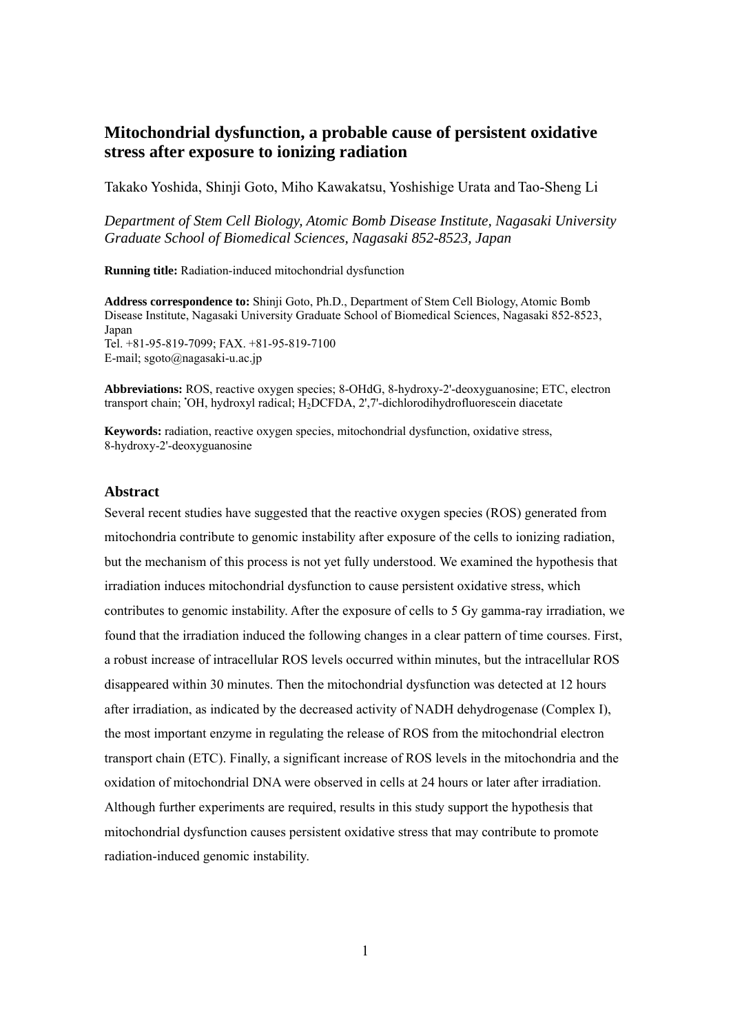# Mitochondrial dysfunction, a probable cause of persistent oxidative stress after exposure to ionizing radiation

Takako Yoshida, Shinji Goto, Miho Kawakatsu, Yoshishige Urata and Tao-Sheng Li

*Department of Stem Cell Biology, Atomic Bomb Disease Institute, Nagasaki University Graduate School of Biomedical Sciences, Nagasaki 852-8523, Japan*

**Running title:** Radiation-induced mitochondrial dysfunction

**Address correspondence to:** Shinji Goto, Ph.D., Department of Stem Cell Biology, Atomic Bomb Disease Institute, Nagasaki University Graduate School of Biomedical Sciences, Nagasaki 852-8523, Japan
Tel. +81-95-819-7099; FAX. +81-95-819-7100
E-mail; sgoto@nagasaki-u.ac.jp

**Abbreviations:** ROS, reactive oxygen species; 8-OHdG, 8-hydroxy-2'-deoxyguanosine; ETC, electron transport chain; $^{\bullet}OH$, hydroxyl radical; $H_2DCFDA$, 2',7'-dichlorodihydrofluorescein diacetate

**Keywords:** radiation, reactive oxygen species, mitochondrial dysfunction, oxidative stress, 8-hydroxy-2'-deoxyguanosine

## Abstract

Several recent studies have suggested that the reactive oxygen species (ROS) generated from mitochondria contribute to genomic instability after exposure of the cells to ionizing radiation, but the mechanism of this process is not yet fully understood. We examined the hypothesis that irradiation induces mitochondrial dysfunction to cause persistent oxidative stress, which contributes to genomic instability. After the exposure of cells to 5 Gy gamma-ray irradiation, we found that the irradiation induced the following changes in a clear pattern of time courses. First, a robust increase of intracellular ROS levels occurred within minutes, but the intracellular ROS disappeared within 30 minutes. Then the mitochondrial dysfunction was detected at 12 hours after irradiation, as indicated by the decreased activity of NADH dehydrogenase (Complex I), the most important enzyme in regulating the release of ROS from the mitochondrial electron transport chain (ETC). Finally, a significant increase of ROS levels in the mitochondria and the oxidation of mitochondrial DNA were observed in cells at 24 hours or later after irradiation. Although further experiments are required, results in this study support the hypothesis that mitochondrial dysfunction causes persistent oxidative stress that may contribute to promote radiation-induced genomic instability.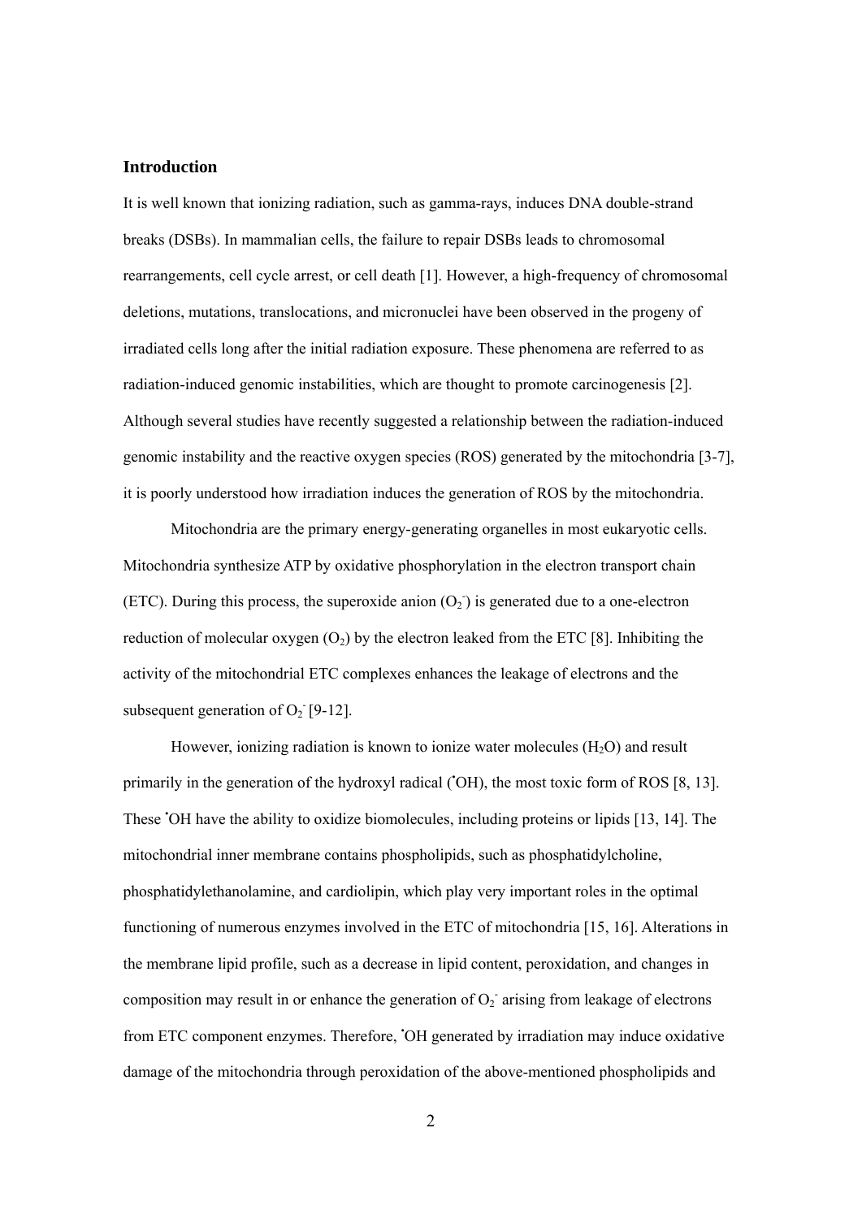## Introduction

It is well known that ionizing radiation, such as gamma-rays, induces DNA double-strand breaks (DSBs). In mammalian cells, the failure to repair DSBs leads to chromosomal rearrangements, cell cycle arrest, or cell death [1]. However, a high-frequency of chromosomal deletions, mutations, translocations, and micronuclei have been observed in the progeny of irradiated cells long after the initial radiation exposure. These phenomena are referred to as radiation-induced genomic instabilities, which are thought to promote carcinogenesis [2]. Although several studies have recently suggested a relationship between the radiation-induced genomic instability and the reactive oxygen species (ROS) generated by the mitochondria [3-7], it is poorly understood how irradiation induces the generation of ROS by the mitochondria.

Mitochondria are the primary energy-generating organelles in most eukaryotic cells. Mitochondria synthesize ATP by oxidative phosphorylation in the electron transport chain (ETC). During this process, the superoxide anion ($O_2^-$) is generated due to a one-electron reduction of molecular oxygen ($O_2$) by the electron leaked from the ETC [8]. Inhibiting the activity of the mitochondrial ETC complexes enhances the leakage of electrons and the subsequent generation of $O_2^-$ [9-12].

However, ionizing radiation is known to ionize water molecules ($H_2O$) and result primarily in the generation of the hydroxyl radical ($^\bullet OH$), the most toxic form of ROS [8, 13]. These $^\bullet OH$ have the ability to oxidize biomolecules, including proteins or lipids [13, 14]. The mitochondrial inner membrane contains phospholipids, such as phosphatidylcholine, phosphatidylethanolamine, and cardiolipin, which play very important roles in the optimal functioning of numerous enzymes involved in the ETC of mitochondria [15, 16]. Alterations in the membrane lipid profile, such as a decrease in lipid content, peroxidation, and changes in composition may result in or enhance the generation of $O_2^-$ arising from leakage of electrons from ETC component enzymes. Therefore, $^\bullet OH$ generated by irradiation may induce oxidative damage of the mitochondria through peroxidation of the above-mentioned phospholipids and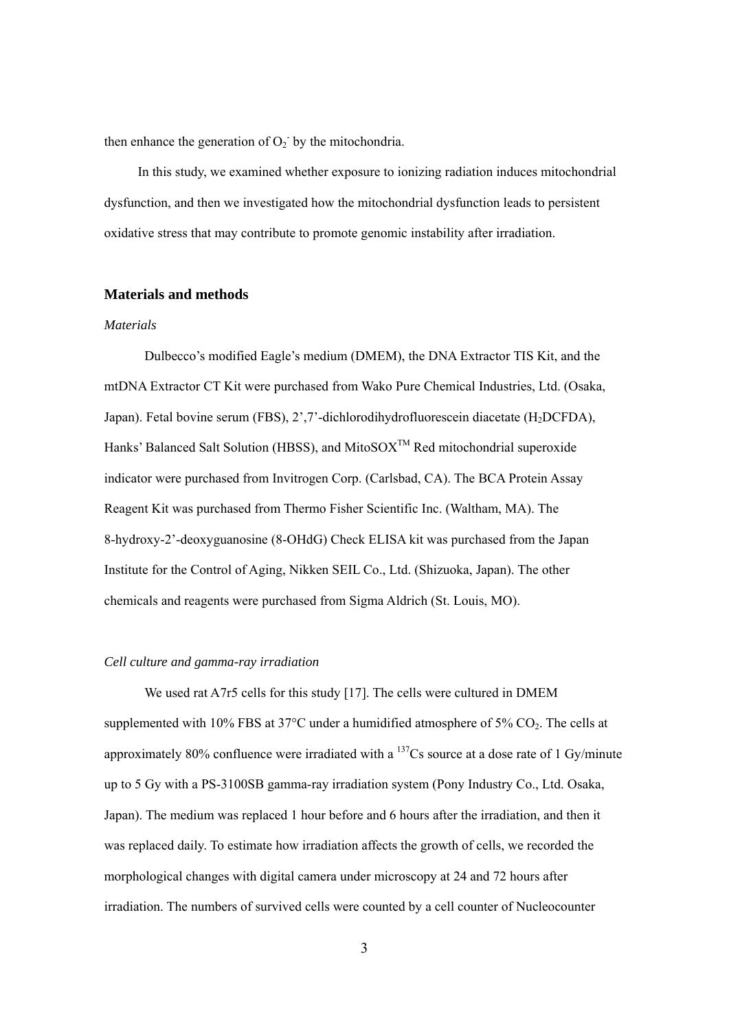then enhance the generation of $O_2^-$ by the mitochondria.

In this study, we examined whether exposure to ionizing radiation induces mitochondrial dysfunction, and then we investigated how the mitochondrial dysfunction leads to persistent oxidative stress that may contribute to promote genomic instability after irradiation.

## Materials and methods

### *Materials*

Dulbecco's modified Eagle's medium (DMEM), the DNA Extractor TIS Kit, and the mtDNA Extractor CT Kit were purchased from Wako Pure Chemical Industries, Ltd. (Osaka, Japan). Fetal bovine serum (FBS), 2',7'-dichlorodihydrofluorescein diacetate ($H_2$DCFDA), Hanks' Balanced Salt Solution (HBSS), and MitoSOX™ Red mitochondrial superoxide indicator were purchased from Invitrogen Corp. (Carlsbad, CA). The BCA Protein Assay Reagent Kit was purchased from Thermo Fisher Scientific Inc. (Waltham, MA). The 8-hydroxy-2'-deoxyguanosine (8-OHdG) Check ELISA kit was purchased from the Japan Institute for the Control of Aging, Nikken SEIL Co., Ltd. (Shizuoka, Japan). The other chemicals and reagents were purchased from Sigma Aldrich (St. Louis, MO).

### *Cell culture and gamma-ray irradiation*

We used rat A7r5 cells for this study [17]. The cells were cultured in DMEM supplemented with 10% FBS at 37°C under a humidified atmosphere of 5% $CO_2$. The cells at approximately 80% confluence were irradiated with a $^{137}$Cs source at a dose rate of 1 Gy/minute up to 5 Gy with a PS-3100SB gamma-ray irradiation system (Pony Industry Co., Ltd. Osaka, Japan). The medium was replaced 1 hour before and 6 hours after the irradiation, and then it was replaced daily. To estimate how irradiation affects the growth of cells, we recorded the morphological changes with digital camera under microscopy at 24 and 72 hours after irradiation. The numbers of survived cells were counted by a cell counter of Nucleocounter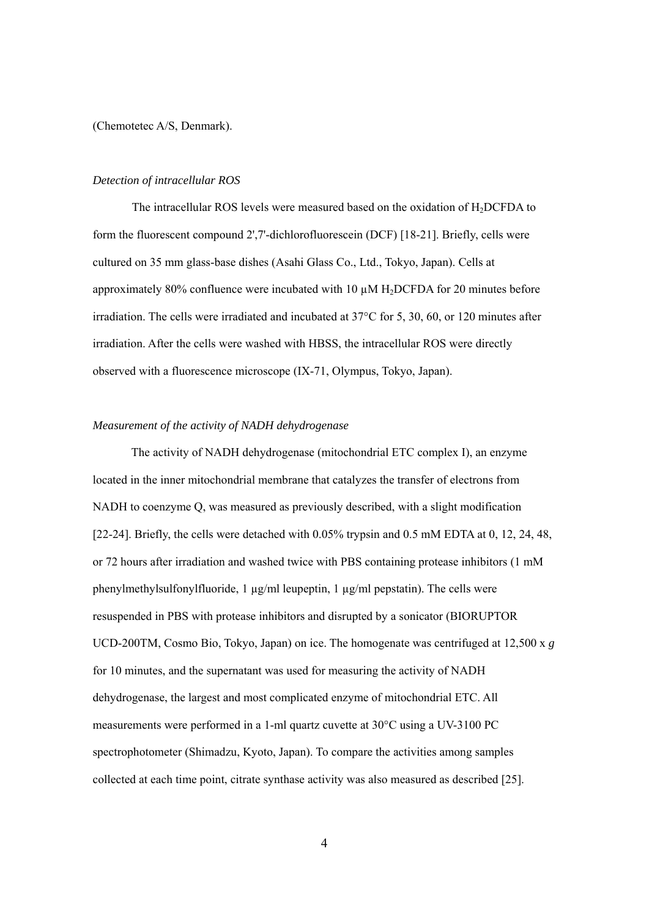(Chemotetec A/S, Denmark).

### *Detection of intracellular ROS*

The intracellular ROS levels were measured based on the oxidation of $H_2$DCFDA to form the fluorescent compound 2',7'-dichlorofluorescein (DCF) [18-21]. Briefly, cells were cultured on 35 mm glass-base dishes (Asahi Glass Co., Ltd., Tokyo, Japan). Cells at approximately 80% confluence were incubated with 10 μM $H_2$DCFDA for 20 minutes before irradiation. The cells were irradiated and incubated at 37°C for 5, 30, 60, or 120 minutes after irradiation. After the cells were washed with HBSS, the intracellular ROS were directly observed with a fluorescence microscope (IX-71, Olympus, Tokyo, Japan).

### *Measurement of the activity of NADH dehydrogenase*

The activity of NADH dehydrogenase (mitochondrial ETC complex I), an enzyme located in the inner mitochondrial membrane that catalyzes the transfer of electrons from NADH to coenzyme Q, was measured as previously described, with a slight modification [22-24]. Briefly, the cells were detached with 0.05% trypsin and 0.5 mM EDTA at 0, 12, 24, 48, or 72 hours after irradiation and washed twice with PBS containing protease inhibitors (1 mM phenylmethylsulfonylfluoride, 1 μg/ml leupeptin, 1 μg/ml pepstatin). The cells were resuspended in PBS with protease inhibitors and disrupted by a sonicator (BIORUPTOR UCD-200TM, Cosmo Bio, Tokyo, Japan) on ice. The homogenate was centrifuged at 12,500 x *g* for 10 minutes, and the supernatant was used for measuring the activity of NADH dehydrogenase, the largest and most complicated enzyme of mitochondrial ETC. All measurements were performed in a 1-ml quartz cuvette at 30°C using a UV-3100 PC spectrophotometer (Shimadzu, Kyoto, Japan). To compare the activities among samples collected at each time point, citrate synthase activity was also measured as described [25].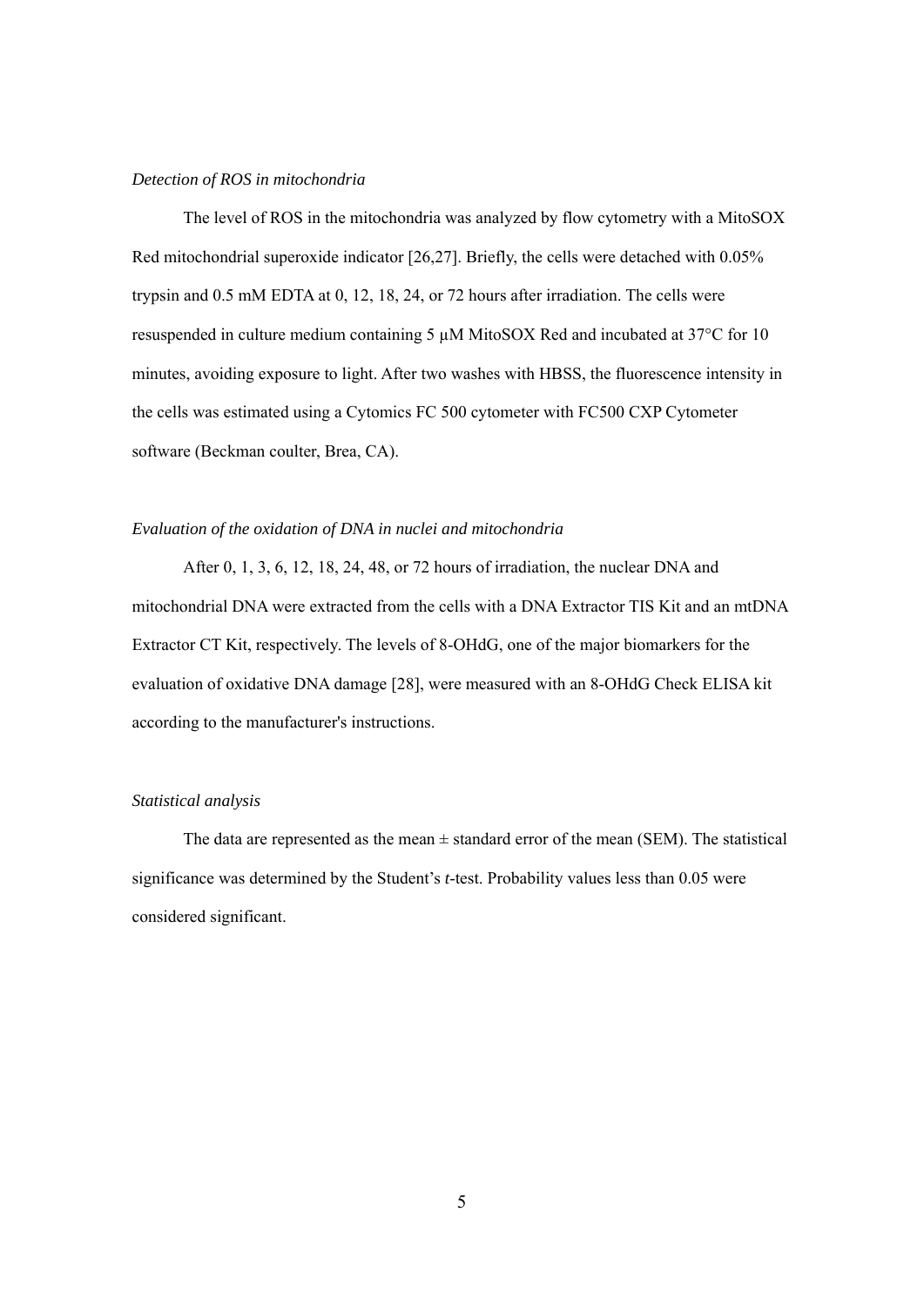*Detection of ROS in mitochondria*

The level of ROS in the mitochondria was analyzed by flow cytometry with a MitoSOX Red mitochondrial superoxide indicator [26,27]. Briefly, the cells were detached with 0.05% trypsin and 0.5 mM EDTA at 0, 12, 18, 24, or 72 hours after irradiation. The cells were resuspended in culture medium containing 5 μM MitoSOX Red and incubated at 37°C for 10 minutes, avoiding exposure to light. After two washes with HBSS, the fluorescence intensity in the cells was estimated using a Cytomics FC 500 cytometer with FC500 CXP Cytometer software (Beckman coulter, Brea, CA).

*Evaluation of the oxidation of DNA in nuclei and mitochondria*

After 0, 1, 3, 6, 12, 18, 24, 48, or 72 hours of irradiation, the nuclear DNA and mitochondrial DNA were extracted from the cells with a DNA Extractor TIS Kit and an mtDNA Extractor CT Kit, respectively. The levels of 8-OHdG, one of the major biomarkers for the evaluation of oxidative DNA damage [28], were measured with an 8-OHdG Check ELISA kit according to the manufacturer's instructions.

*Statistical analysis*

The data are represented as the mean ± standard error of the mean (SEM). The statistical significance was determined by the Student's *t*-test. Probability values less than 0.05 were considered significant.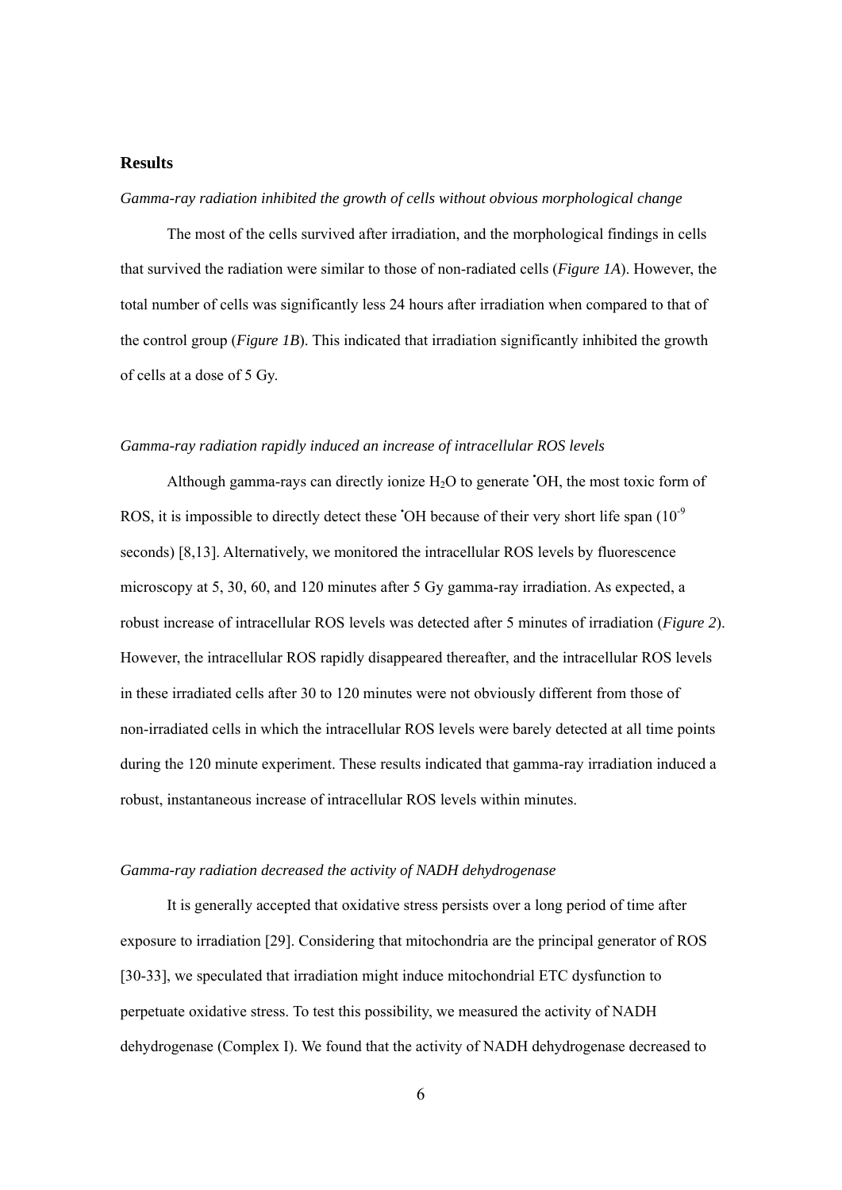## Results

*Gamma-ray radiation inhibited the growth of cells without obvious morphological change*

The most of the cells survived after irradiation, and the morphological findings in cells that survived the radiation were similar to those of non-radiated cells (*Figure 1A*). However, the total number of cells was significantly less 24 hours after irradiation when compared to that of the control group (*Figure 1B*). This indicated that irradiation significantly inhibited the growth of cells at a dose of 5 Gy.

*Gamma-ray radiation rapidly induced an increase of intracellular ROS levels*

Although gamma-rays can directly ionize $H_2O$ to generate $^{\bullet}OH$, the most toxic form of ROS, it is impossible to directly detect these $^{\bullet}OH$ because of their very short life span ($10^{-9}$ seconds) [8,13]. Alternatively, we monitored the intracellular ROS levels by fluorescence microscopy at 5, 30, 60, and 120 minutes after 5 Gy gamma-ray irradiation. As expected, a robust increase of intracellular ROS levels was detected after 5 minutes of irradiation (*Figure 2*). However, the intracellular ROS rapidly disappeared thereafter, and the intracellular ROS levels in these irradiated cells after 30 to 120 minutes were not obviously different from those of non-irradiated cells in which the intracellular ROS levels were barely detected at all time points during the 120 minute experiment. These results indicated that gamma-ray irradiation induced a robust, instantaneous increase of intracellular ROS levels within minutes.

*Gamma-ray radiation decreased the activity of NADH dehydrogenase*

It is generally accepted that oxidative stress persists over a long period of time after exposure to irradiation [29]. Considering that mitochondria are the principal generator of ROS [30-33], we speculated that irradiation might induce mitochondrial ETC dysfunction to perpetuate oxidative stress. To test this possibility, we measured the activity of NADH dehydrogenase (Complex I). We found that the activity of NADH dehydrogenase decreased to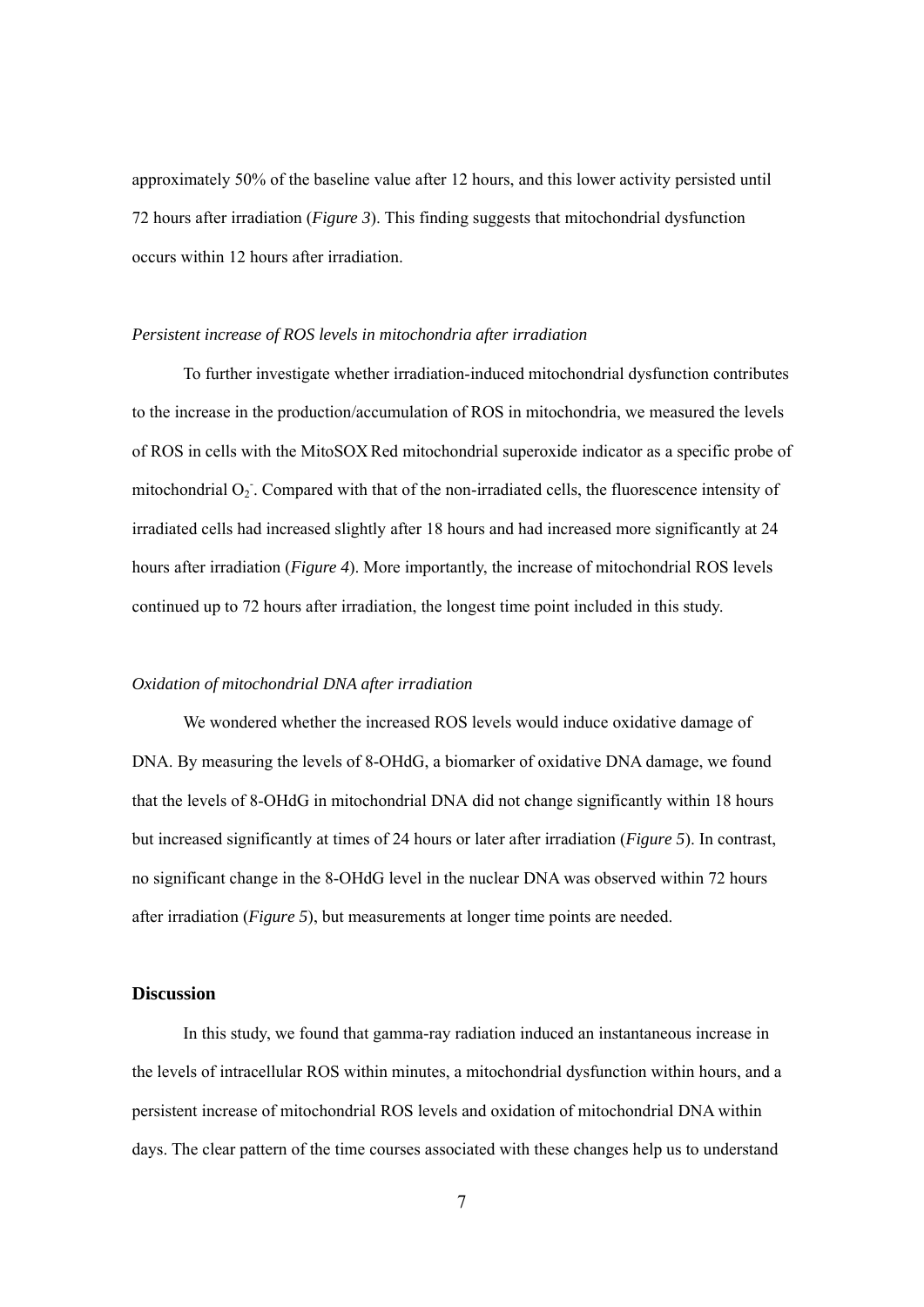approximately 50% of the baseline value after 12 hours, and this lower activity persisted until 72 hours after irradiation (*Figure 3*). This finding suggests that mitochondrial dysfunction occurs within 12 hours after irradiation.

*Persistent increase of ROS levels in mitochondria after irradiation*

To further investigate whether irradiation-induced mitochondrial dysfunction contributes to the increase in the production/accumulation of ROS in mitochondria, we measured the levels of ROS in cells with the MitoSOX Red mitochondrial superoxide indicator as a specific probe of mitochondrial $O_2^-$. Compared with that of the non-irradiated cells, the fluorescence intensity of irradiated cells had increased slightly after 18 hours and had increased more significantly at 24 hours after irradiation (*Figure 4*). More importantly, the increase of mitochondrial ROS levels continued up to 72 hours after irradiation, the longest time point included in this study.

*Oxidation of mitochondrial DNA after irradiation*

We wondered whether the increased ROS levels would induce oxidative damage of DNA. By measuring the levels of 8-OHdG, a biomarker of oxidative DNA damage, we found that the levels of 8-OHdG in mitochondrial DNA did not change significantly within 18 hours but increased significantly at times of 24 hours or later after irradiation (*Figure 5*). In contrast, no significant change in the 8-OHdG level in the nuclear DNA was observed within 72 hours after irradiation (*Figure 5*), but measurements at longer time points are needed.

## Discussion

In this study, we found that gamma-ray radiation induced an instantaneous increase in the levels of intracellular ROS within minutes, a mitochondrial dysfunction within hours, and a persistent increase of mitochondrial ROS levels and oxidation of mitochondrial DNA within days. The clear pattern of the time courses associated with these changes help us to understand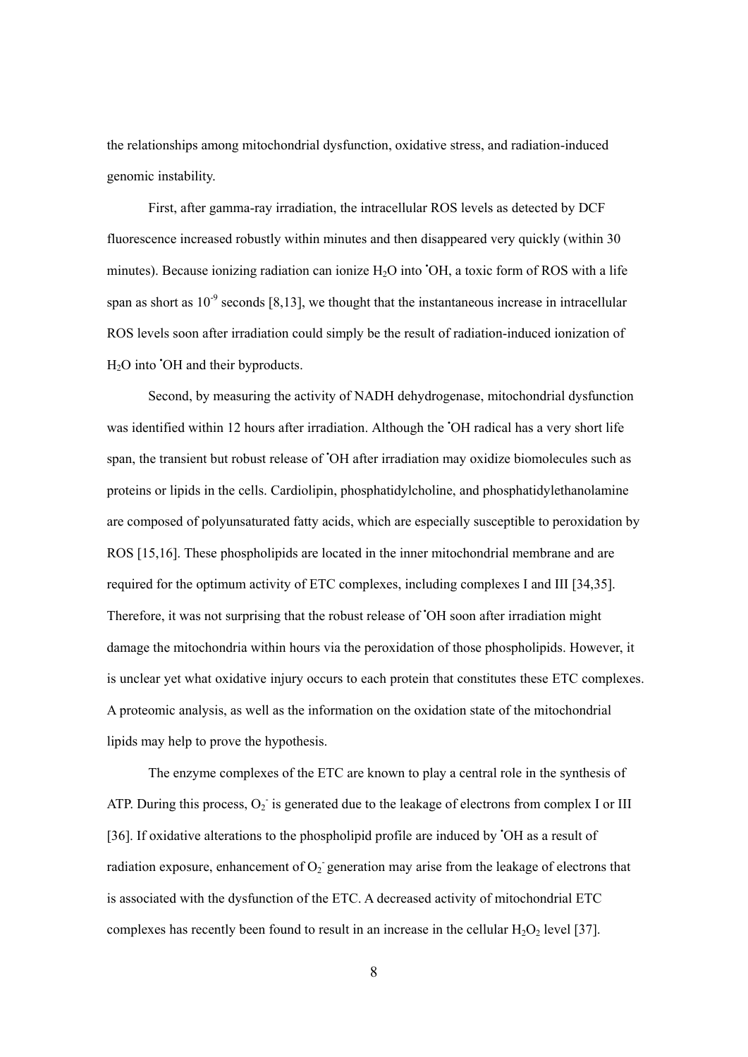the relationships among mitochondrial dysfunction, oxidative stress, and radiation-induced genomic instability.

First, after gamma-ray irradiation, the intracellular ROS levels as detected by DCF fluorescence increased robustly within minutes and then disappeared very quickly (within 30 minutes). Because ionizing radiation can ionize $H_2O$ into $^{\bullet}OH$, a toxic form of ROS with a life span as short as $10^{-9}$ seconds [8,13], we thought that the instantaneous increase in intracellular ROS levels soon after irradiation could simply be the result of radiation-induced ionization of $H_2O$ into $^{\bullet}OH$ and their byproducts.

Second, by measuring the activity of NADH dehydrogenase, mitochondrial dysfunction was identified within 12 hours after irradiation. Although the $^{\bullet}OH$ radical has a very short life span, the transient but robust release of $^{\bullet}OH$ after irradiation may oxidize biomolecules such as proteins or lipids in the cells. Cardiolipin, phosphatidylcholine, and phosphatidylethanolamine are composed of polyunsaturated fatty acids, which are especially susceptible to peroxidation by ROS [15,16]. These phospholipids are located in the inner mitochondrial membrane and are required for the optimum activity of ETC complexes, including complexes I and III [34,35]. Therefore, it was not surprising that the robust release of $^{\bullet}OH$ soon after irradiation might damage the mitochondria within hours via the peroxidation of those phospholipids. However, it is unclear yet what oxidative injury occurs to each protein that constitutes these ETC complexes. A proteomic analysis, as well as the information on the oxidation state of the mitochondrial lipids may help to prove the hypothesis.

The enzyme complexes of the ETC are known to play a central role in the synthesis of ATP. During this process, $O_2^-$ is generated due to the leakage of electrons from complex I or III [36]. If oxidative alterations to the phospholipid profile are induced by $^{\bullet}OH$ as a result of radiation exposure, enhancement of $O_2^-$ generation may arise from the leakage of electrons that is associated with the dysfunction of the ETC. A decreased activity of mitochondrial ETC complexes has recently been found to result in an increase in the cellular $H_2O_2$ level [37].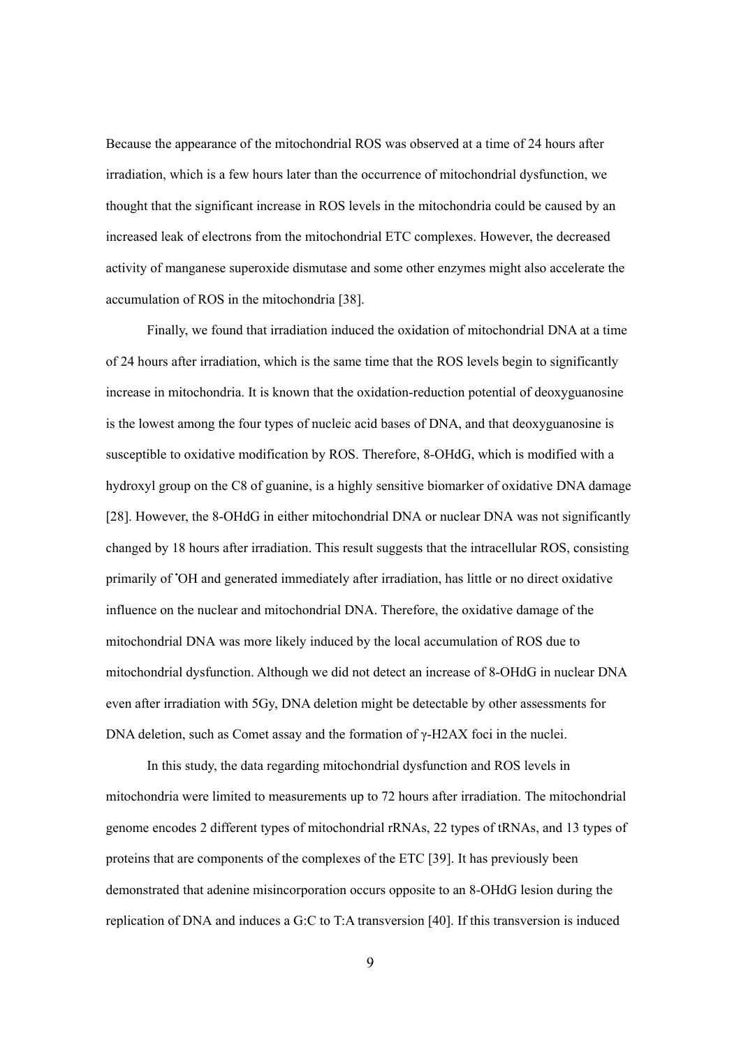Because the appearance of the mitochondrial ROS was observed at a time of 24 hours after irradiation, which is a few hours later than the occurrence of mitochondrial dysfunction, we thought that the significant increase in ROS levels in the mitochondria could be caused by an increased leak of electrons from the mitochondrial ETC complexes. However, the decreased activity of manganese superoxide dismutase and some other enzymes might also accelerate the accumulation of ROS in the mitochondria [38].

Finally, we found that irradiation induced the oxidation of mitochondrial DNA at a time of 24 hours after irradiation, which is the same time that the ROS levels begin to significantly increase in mitochondria. It is known that the oxidation-reduction potential of deoxyguanosine is the lowest among the four types of nucleic acid bases of DNA, and that deoxyguanosine is susceptible to oxidative modification by ROS. Therefore, 8-OHdG, which is modified with a hydroxyl group on the C8 of guanine, is a highly sensitive biomarker of oxidative DNA damage [28]. However, the 8-OHdG in either mitochondrial DNA or nuclear DNA was not significantly changed by 18 hours after irradiation. This result suggests that the intracellular ROS, consisting primarily of $^{\bullet}$OH and generated immediately after irradiation, has little or no direct oxidative influence on the nuclear and mitochondrial DNA. Therefore, the oxidative damage of the mitochondrial DNA was more likely induced by the local accumulation of ROS due to mitochondrial dysfunction. Although we did not detect an increase of 8-OHdG in nuclear DNA even after irradiation with 5Gy, DNA deletion might be detectable by other assessments for DNA deletion, such as Comet assay and the formation of γ-H2AX foci in the nuclei.

In this study, the data regarding mitochondrial dysfunction and ROS levels in mitochondria were limited to measurements up to 72 hours after irradiation. The mitochondrial genome encodes 2 different types of mitochondrial rRNAs, 22 types of tRNAs, and 13 types of proteins that are components of the complexes of the ETC [39]. It has previously been demonstrated that adenine misincorporation occurs opposite to an 8-OHdG lesion during the replication of DNA and induces a G:C to T:A transversion [40]. If this transversion is induced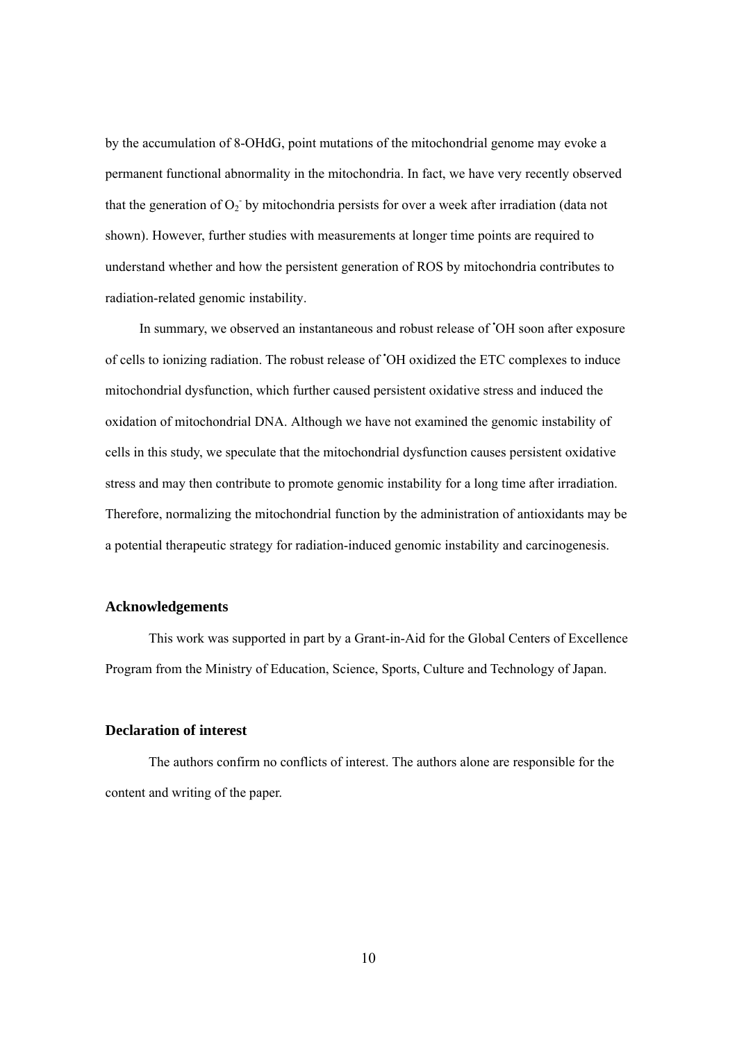by the accumulation of 8-OHdG, point mutations of the mitochondrial genome may evoke a permanent functional abnormality in the mitochondria. In fact, we have very recently observed that the generation of $O_2^-$ by mitochondria persists for over a week after irradiation (data not shown). However, further studies with measurements at longer time points are required to understand whether and how the persistent generation of ROS by mitochondria contributes to radiation-related genomic instability.

In summary, we observed an instantaneous and robust release of $^{\bullet}OH$ soon after exposure of cells to ionizing radiation. The robust release of $^{\bullet}OH$ oxidized the ETC complexes to induce mitochondrial dysfunction, which further caused persistent oxidative stress and induced the oxidation of mitochondrial DNA. Although we have not examined the genomic instability of cells in this study, we speculate that the mitochondrial dysfunction causes persistent oxidative stress and may then contribute to promote genomic instability for a long time after irradiation. Therefore, normalizing the mitochondrial function by the administration of antioxidants may be a potential therapeutic strategy for radiation-induced genomic instability and carcinogenesis.

## Acknowledgements

This work was supported in part by a Grant-in-Aid for the Global Centers of Excellence Program from the Ministry of Education, Science, Sports, Culture and Technology of Japan.

## Declaration of interest

The authors confirm no conflicts of interest. The authors alone are responsible for the content and writing of the paper.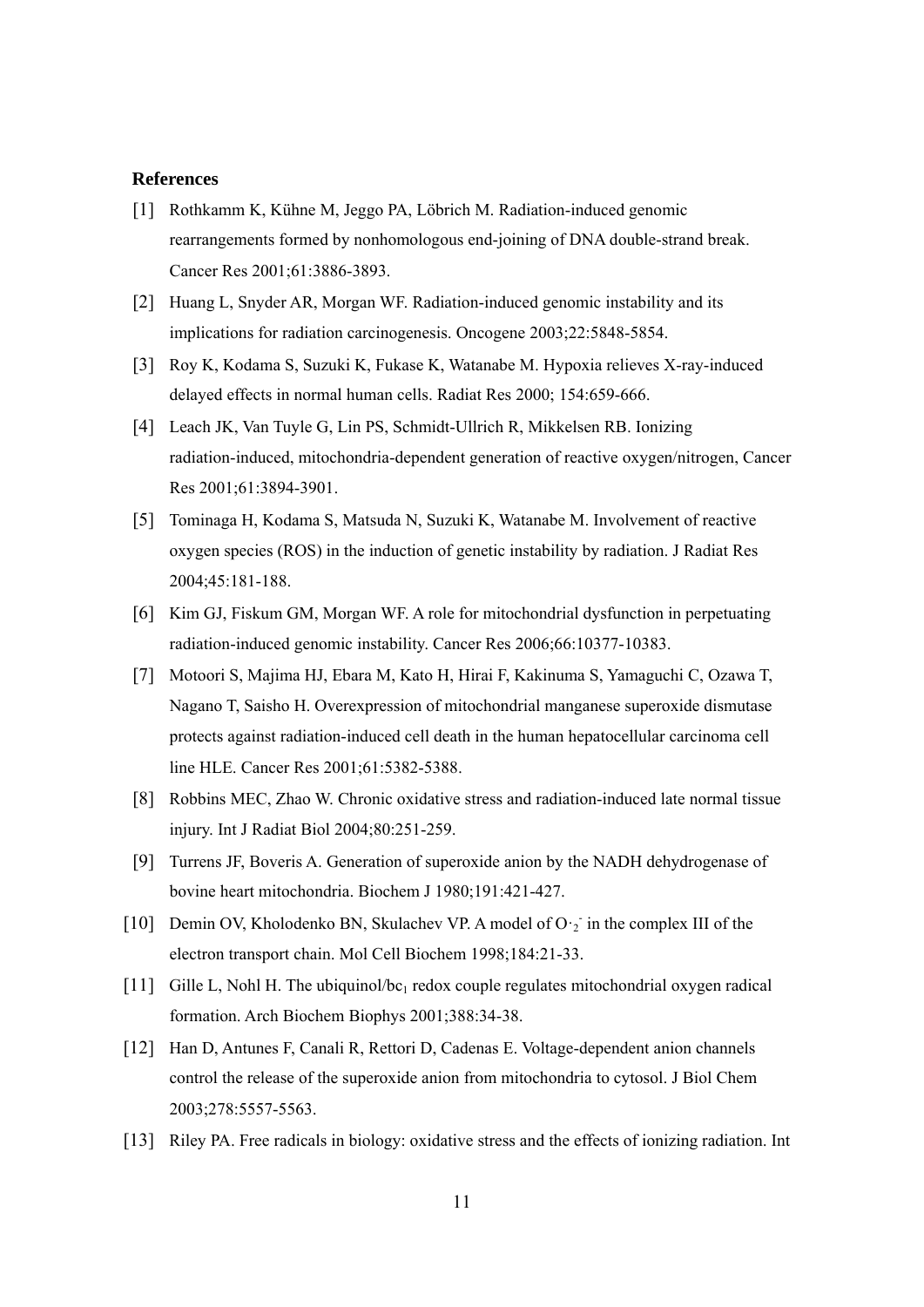**References**

[1] Rothkamm K, Kühne M, Jeggo PA, Löbrich M. Radiation-induced genomic rearrangements formed by nonhomologous end-joining of DNA double-strand break. Cancer Res 2001;61:3886-3893.

[2] Huang L, Snyder AR, Morgan WF. Radiation-induced genomic instability and its implications for radiation carcinogenesis. Oncogene 2003;22:5848-5854.

[3] Roy K, Kodama S, Suzuki K, Fukase K, Watanabe M. Hypoxia relieves X-ray-induced delayed effects in normal human cells. Radiat Res 2000; 154:659-666.

[4] Leach JK, Van Tuyle G, Lin PS, Schmidt-Ullrich R, Mikkelsen RB. Ionizing radiation-induced, mitochondria-dependent generation of reactive oxygen/nitrogen, Cancer Res 2001;61:3894-3901.

[5] Tominaga H, Kodama S, Matsuda N, Suzuki K, Watanabe M. Involvement of reactive oxygen species (ROS) in the induction of genetic instability by radiation. J Radiat Res 2004;45:181-188.

[6] Kim GJ, Fiskum GM, Morgan WF. A role for mitochondrial dysfunction in perpetuating radiation-induced genomic instability. Cancer Res 2006;66:10377-10383.

[7] Motoori S, Majima HJ, Ebara M, Kato H, Hirai F, Kakinuma S, Yamaguchi C, Ozawa T, Nagano T, Saisho H. Overexpression of mitochondrial manganese superoxide dismutase protects against radiation-induced cell death in the human hepatocellular carcinoma cell line HLE. Cancer Res 2001;61:5382-5388.

[8] Robbins MEC, Zhao W. Chronic oxidative stress and radiation-induced late normal tissue injury. Int J Radiat Biol 2004;80:251-259.

[9] Turrens JF, Boveris A. Generation of superoxide anion by the NADH dehydrogenase of bovine heart mitochondria. Biochem J 1980;191:421-427.

[10] Demin OV, Kholodenko BN, Skulachev VP. A model of $O\cdot_2^-$ in the complex III of the electron transport chain. Mol Cell Biochem 1998;184:21-33.

[11] Gille L, Nohl H. The ubiquinol/$bc_1$ redox couple regulates mitochondrial oxygen radical formation. Arch Biochem Biophys 2001;388:34-38.

[12] Han D, Antunes F, Canali R, Rettori D, Cadenas E. Voltage-dependent anion channels control the release of the superoxide anion from mitochondria to cytosol. J Biol Chem 2003;278:5557-5563.

[13] Riley PA. Free radicals in biology: oxidative stress and the effects of ionizing radiation. Int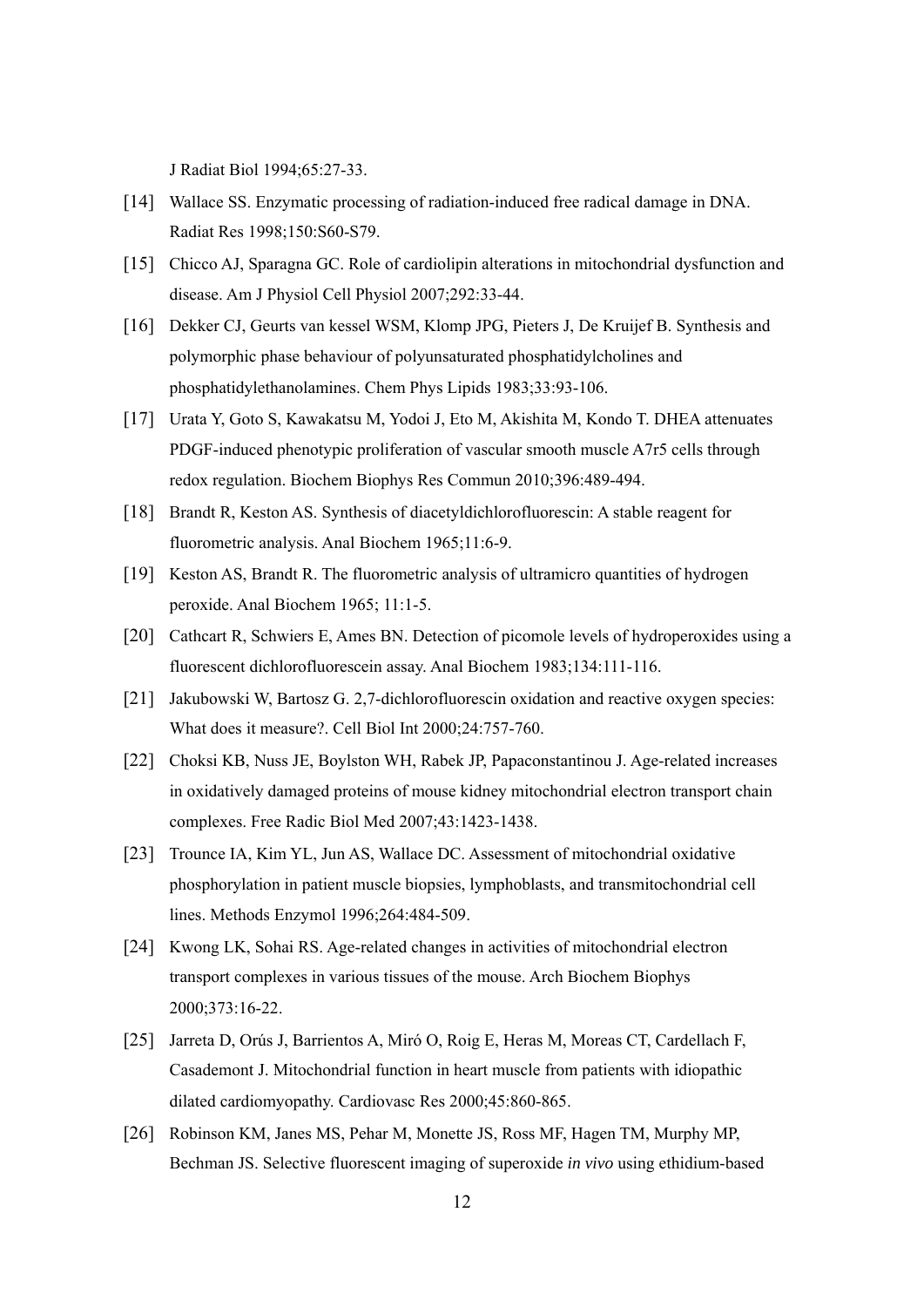J Radiat Biol 1994;65:27-33.

[14] Wallace SS. Enzymatic processing of radiation-induced free radical damage in DNA. Radiat Res 1998;150:S60-S79.

[15] Chicco AJ, Sparagna GC. Role of cardiolipin alterations in mitochondrial dysfunction and disease. Am J Physiol Cell Physiol 2007;292:33-44.

[16] Dekker CJ, Geurts van kessel WSM, Klomp JPG, Pieters J, De Kruijef B. Synthesis and polymorphic phase behaviour of polyunsaturated phosphatidylcholines and phosphatidylethanolamines. Chem Phys Lipids 1983;33:93-106.

[17] Urata Y, Goto S, Kawakatsu M, Yodoi J, Eto M, Akishita M, Kondo T. DHEA attenuates PDGF-induced phenotypic proliferation of vascular smooth muscle A7r5 cells through redox regulation. Biochem Biophys Res Commun 2010;396:489-494.

[18] Brandt R, Keston AS. Synthesis of diacetyldichlorofluorescin: A stable reagent for fluorometric analysis. Anal Biochem 1965;11:6-9.

[19] Keston AS, Brandt R. The fluorometric analysis of ultramicro quantities of hydrogen peroxide. Anal Biochem 1965; 11:1-5.

[20] Cathcart R, Schwiers E, Ames BN. Detection of picomole levels of hydroperoxides using a fluorescent dichlorofluorescein assay. Anal Biochem 1983;134:111-116.

[21] Jakubowski W, Bartosz G. 2,7-dichlorofluorescin oxidation and reactive oxygen species: What does it measure?. Cell Biol Int 2000;24:757-760.

[22] Choksi KB, Nuss JE, Boylston WH, Rabek JP, Papaconstantinou J. Age-related increases in oxidatively damaged proteins of mouse kidney mitochondrial electron transport chain complexes. Free Radic Biol Med 2007;43:1423-1438.

[23] Trounce IA, Kim YL, Jun AS, Wallace DC. Assessment of mitochondrial oxidative phosphorylation in patient muscle biopsies, lymphoblasts, and transmitochondrial cell lines. Methods Enzymol 1996;264:484-509.

[24] Kwong LK, Sohai RS. Age-related changes in activities of mitochondrial electron transport complexes in various tissues of the mouse. Arch Biochem Biophys 2000;373:16-22.

[25] Jarreta D, Orús J, Barrientos A, Miró O, Roig E, Heras M, Moreas CT, Cardellach F, Casademont J. Mitochondrial function in heart muscle from patients with idiopathic dilated cardiomyopathy. Cardiovasc Res 2000;45:860-865.

[26] Robinson KM, Janes MS, Pehar M, Monette JS, Ross MF, Hagen TM, Murphy MP, Bechman JS. Selective fluorescent imaging of superoxide *in vivo* using ethidium-based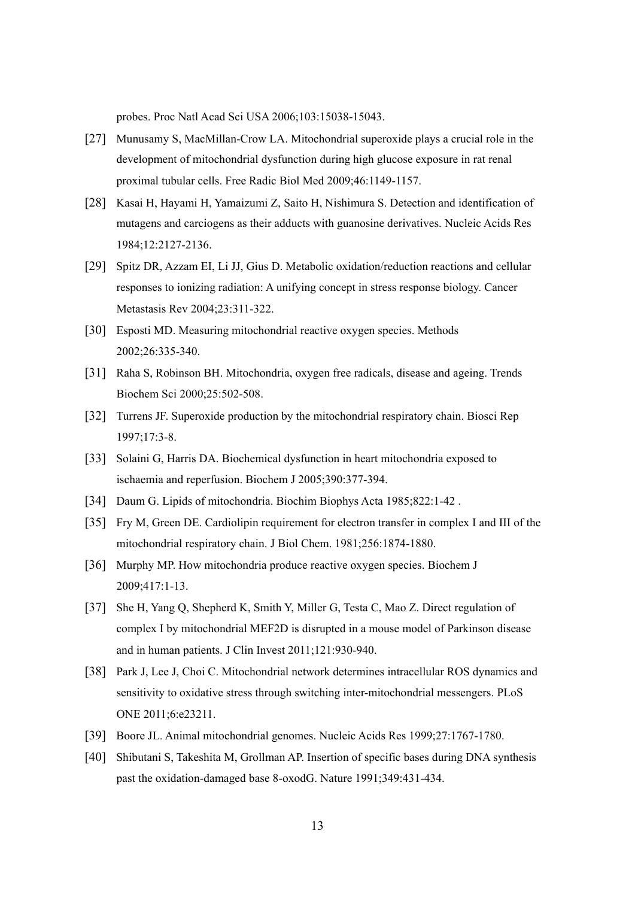probes. Proc Natl Acad Sci USA 2006;103:15038-15043.

[27] Munusamy S, MacMillan-Crow LA. Mitochondrial superoxide plays a crucial role in the development of mitochondrial dysfunction during high glucose exposure in rat renal proximal tubular cells. Free Radic Biol Med 2009;46:1149-1157.

[28] Kasai H, Hayami H, Yamaizumi Z, Saito H, Nishimura S. Detection and identification of mutagens and carciogens as their adducts with guanosine derivatives. Nucleic Acids Res 1984;12:2127-2136.

[29] Spitz DR, Azzam EI, Li JJ, Gius D. Metabolic oxidation/reduction reactions and cellular responses to ionizing radiation: A unifying concept in stress response biology. Cancer Metastasis Rev 2004;23:311-322.

[30] Esposti MD. Measuring mitochondrial reactive oxygen species. Methods 2002;26:335-340.

[31] Raha S, Robinson BH. Mitochondria, oxygen free radicals, disease and ageing. Trends Biochem Sci 2000;25:502-508.

[32] Turrens JF. Superoxide production by the mitochondrial respiratory chain. Biosci Rep 1997;17:3-8.

[33] Solaini G, Harris DA. Biochemical dysfunction in heart mitochondria exposed to ischaemia and reperfusion. Biochem J 2005;390:377-394.

[34] Daum G. Lipids of mitochondria. Biochim Biophys Acta 1985;822:1-42 .

[35] Fry M, Green DE. Cardiolipin requirement for electron transfer in complex I and III of the mitochondrial respiratory chain. J Biol Chem. 1981;256:1874-1880.

[36] Murphy MP. How mitochondria produce reactive oxygen species. Biochem J 2009;417:1-13.

[37] She H, Yang Q, Shepherd K, Smith Y, Miller G, Testa C, Mao Z. Direct regulation of complex I by mitochondrial MEF2D is disrupted in a mouse model of Parkinson disease and in human patients. J Clin Invest 2011;121:930-940.

[38] Park J, Lee J, Choi C. Mitochondrial network determines intracellular ROS dynamics and sensitivity to oxidative stress through switching inter-mitochondrial messengers. PLoS ONE 2011;6:e23211.

[39] Boore JL. Animal mitochondrial genomes. Nucleic Acids Res 1999;27:1767-1780.

[40] Shibutani S, Takeshita M, Grollman AP. Insertion of specific bases during DNA synthesis past the oxidation-damaged base 8-oxodG. Nature 1991;349:431-434.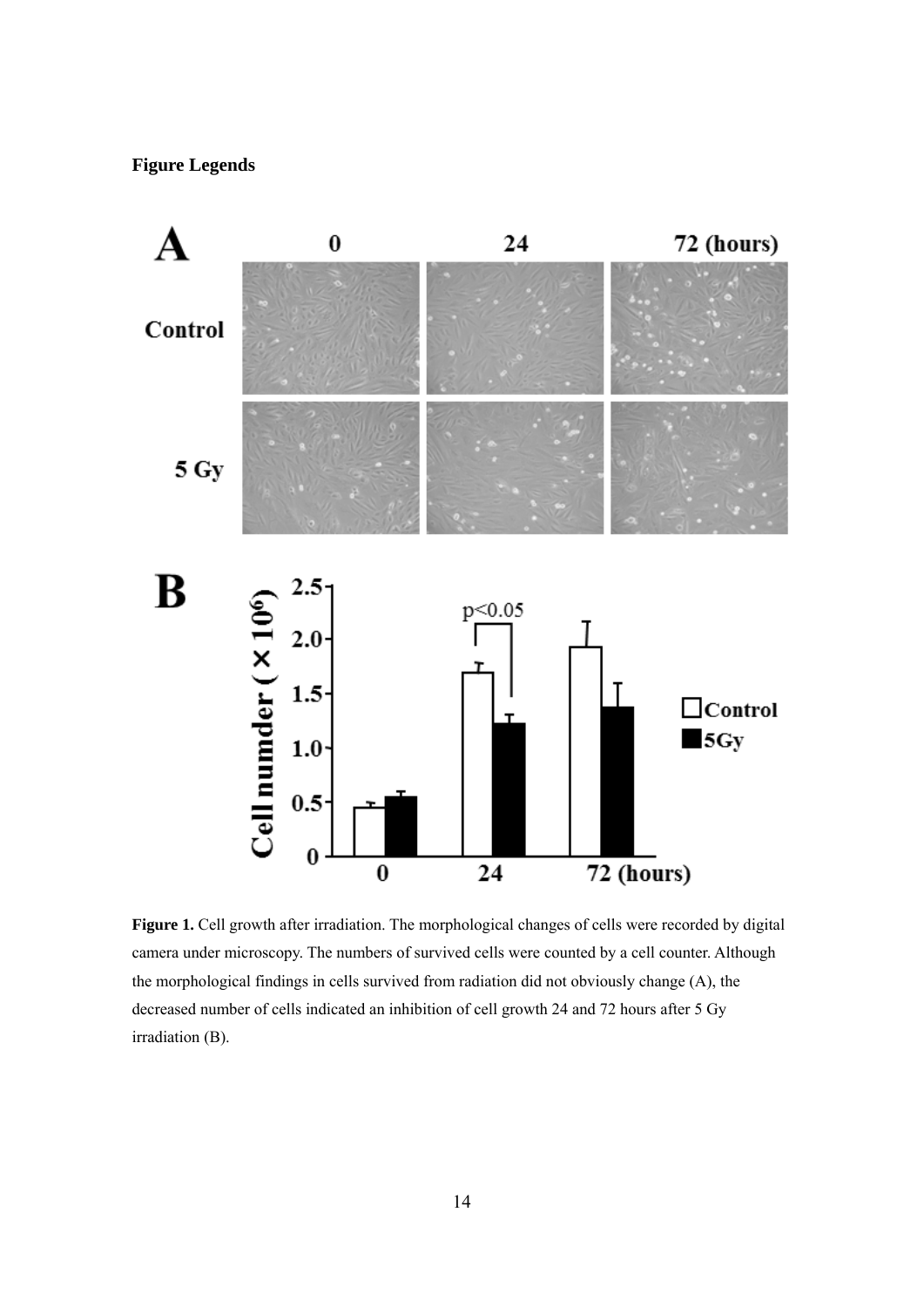**Figure Legends**

**Figure 1.** Cell growth after irradiation. The morphological changes of cells were recorded by digital camera under microscopy. The numbers of survived cells were counted by a cell counter. Although the morphological findings in cells survived from radiation did not obviously change (A), the decreased number of cells indicated an inhibition of cell growth 24 and 72 hours after 5 Gy irradiation (B).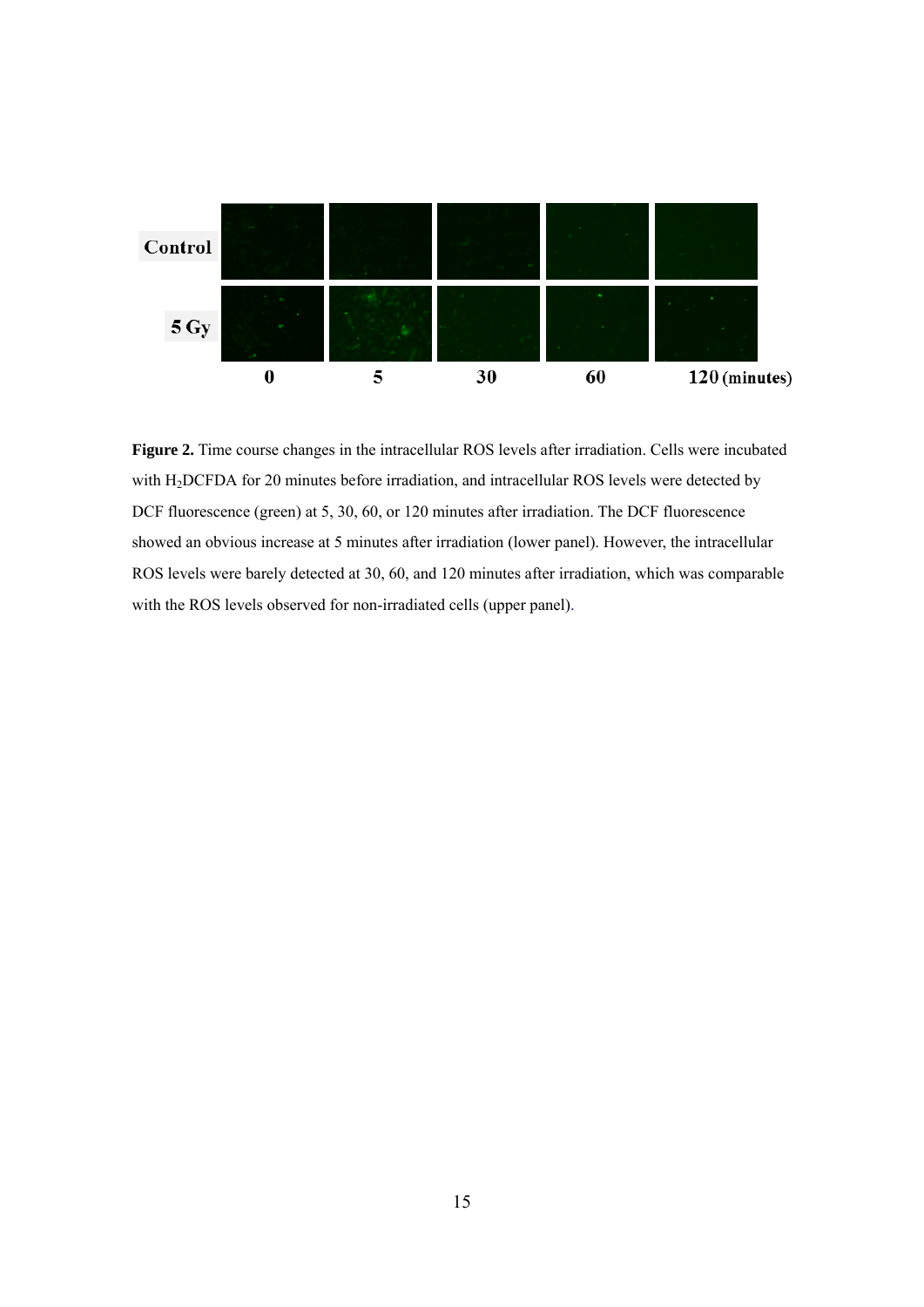**Figure 2.** Time course changes in the intracellular ROS levels after irradiation. Cells were incubated with $H_2$DCFDA for 20 minutes before irradiation, and intracellular ROS levels were detected by DCF fluorescence (green) at 5, 30, 60, or 120 minutes after irradiation. The DCF fluorescence showed an obvious increase at 5 minutes after irradiation (lower panel). However, the intracellular ROS levels were barely detected at 30, 60, and 120 minutes after irradiation, which was comparable with the ROS levels observed for non-irradiated cells (upper panel).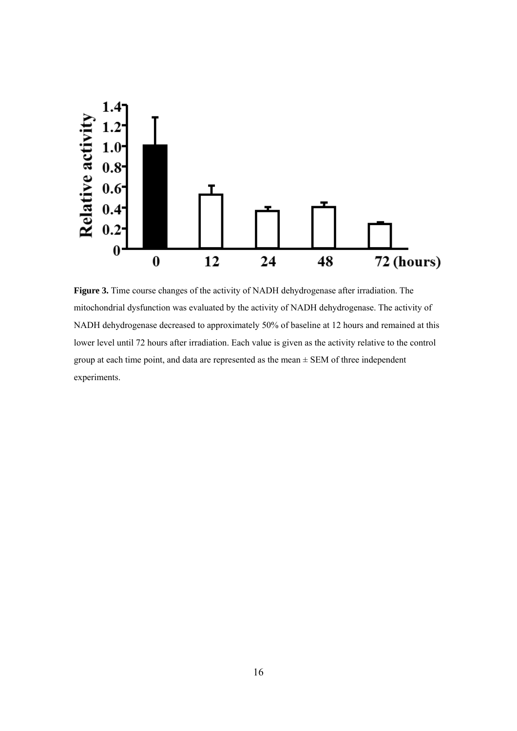**Figure 3.** Time course changes of the activity of NADH dehydrogenase after irradiation. The mitochondrial dysfunction was evaluated by the activity of NADH dehydrogenase. The activity of NADH dehydrogenase decreased to approximately 50% of baseline at 12 hours and remained at this lower level until 72 hours after irradiation. Each value is given as the activity relative to the control group at each time point, and data are represented as the mean ± SEM of three independent experiments.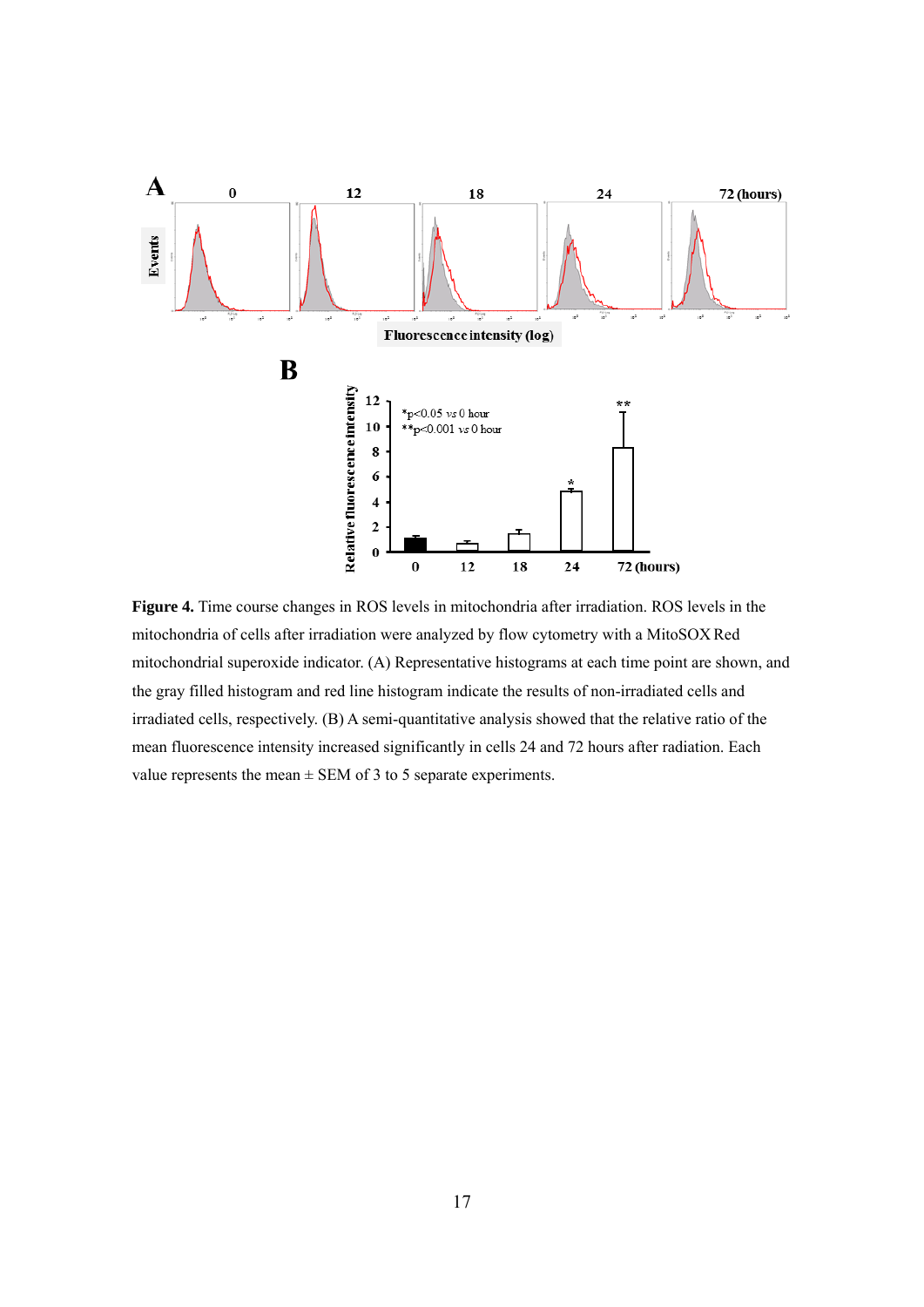**Figure 4.** Time course changes in ROS levels in mitochondria after irradiation. ROS levels in the mitochondria of cells after irradiation were analyzed by flow cytometry with a MitoSOX Red mitochondrial superoxide indicator. (A) Representative histograms at each time point are shown, and the gray filled histogram and red line histogram indicate the results of non-irradiated cells and irradiated cells, respectively. (B) A semi-quantitative analysis showed that the relative ratio of the mean fluorescence intensity increased significantly in cells 24 and 72 hours after radiation. Each value represents the mean ± SEM of 3 to 5 separate experiments.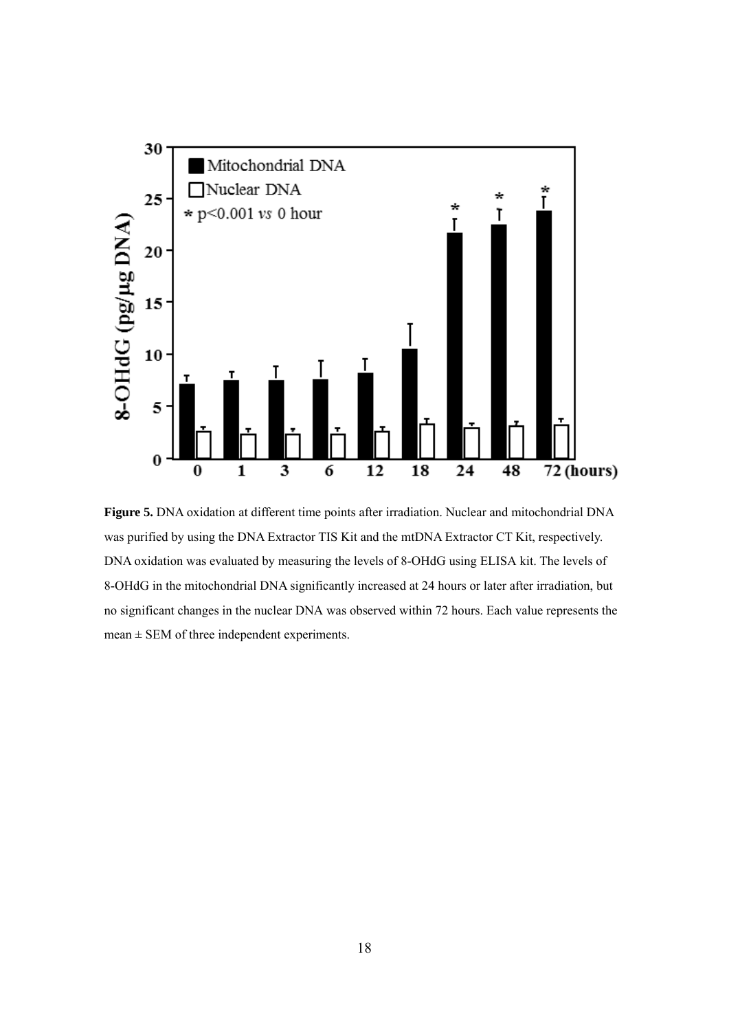30

25

20

15

10

5

0

8-OHdG (pg/μg DNA)

Mitochondrial DNA

Nuclear DNA

* p<0.001 *vs* 0 hour

0 1 3 6 12 18 24 48 72 (hours)

**Figure 5.** DNA oxidation at different time points after irradiation. Nuclear and mitochondrial DNA was purified by using the DNA Extractor TIS Kit and the mtDNA Extractor CT Kit, respectively. DNA oxidation was evaluated by measuring the levels of 8-OHdG using ELISA kit. The levels of 8-OHdG in the mitochondrial DNA significantly increased at 24 hours or later after irradiation, but no significant changes in the nuclear DNA was observed within 72 hours. Each value represents the mean ± SEM of three independent experiments.